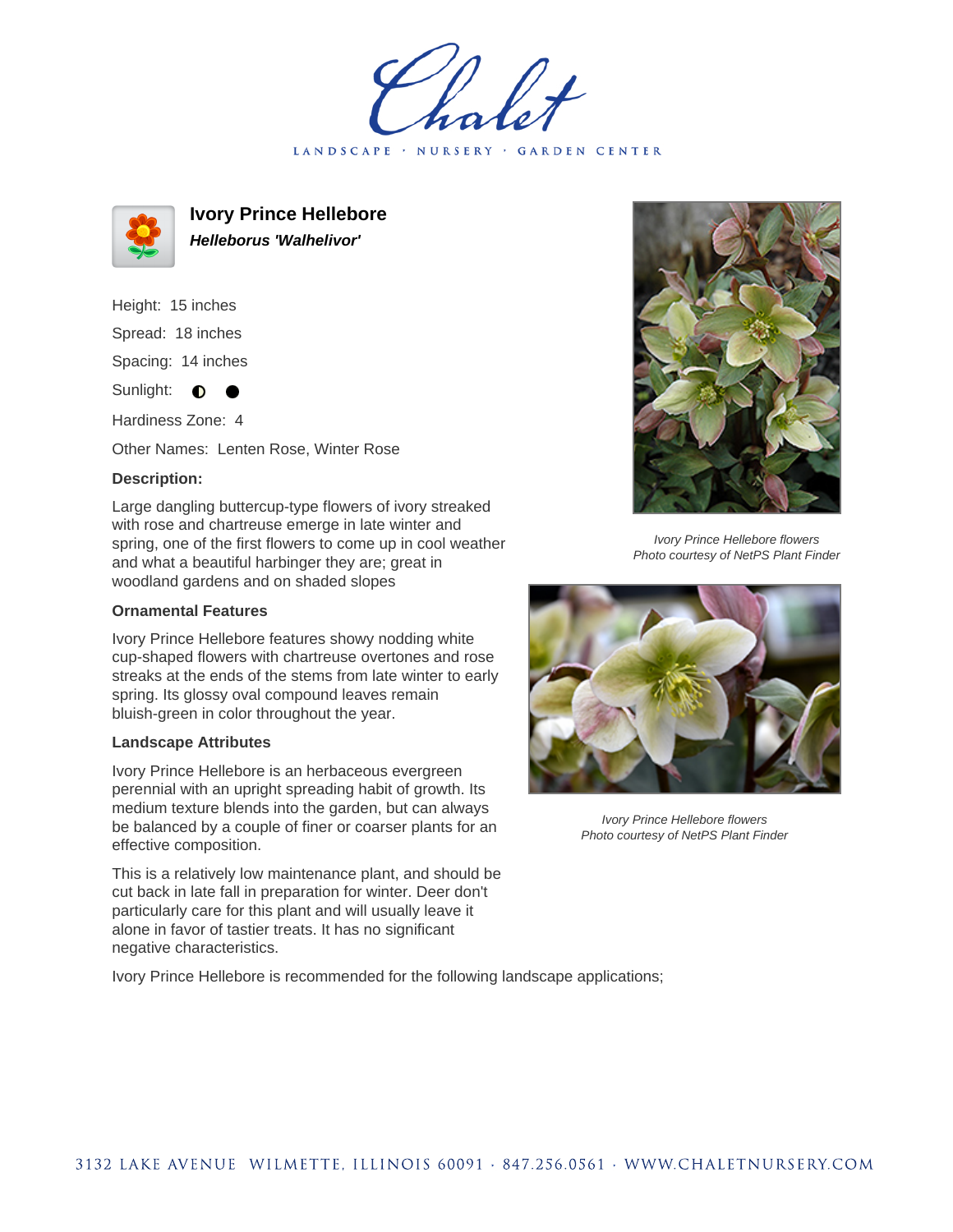# Chalet

LANDSCAPE · NURSERY · GARDEN CENTER

## Ivory Prince Hellebore

***Helleborus 'Walhelivor'***

Height: 15 inches

Spread: 18 inches

Spacing: 14 inches

Sunlight: ◐ ●

Hardiness Zone: 4

Other Names: Lenten Rose, Winter Rose

### Description:

Large dangling buttercup-type flowers of ivory streaked with rose and chartreuse emerge in late winter and spring, one of the first flowers to come up in cool weather and what a beautiful harbinger they are; great in woodland gardens and on shaded slopes

### Ornamental Features

Ivory Prince Hellebore features showy nodding white cup-shaped flowers with chartreuse overtones and rose streaks at the ends of the stems from late winter to early spring. Its glossy oval compound leaves remain bluish-green in color throughout the year.

### Landscape Attributes

Ivory Prince Hellebore is an herbaceous evergreen perennial with an upright spreading habit of growth. Its medium texture blends into the garden, but can always be balanced by a couple of finer or coarser plants for an effective composition.

This is a relatively low maintenance plant, and should be cut back in late fall in preparation for winter. Deer don't particularly care for this plant and will usually leave it alone in favor of tastier treats. It has no significant negative characteristics.

Ivory Prince Hellebore is recommended for the following landscape applications;

*Ivory Prince Hellebore flowers*
*Photo courtesy of NetPS Plant Finder*

*Ivory Prince Hellebore flowers*
*Photo courtesy of NetPS Plant Finder*

3132 LAKE AVENUE WILMETTE, ILLINOIS 60091 · 847.256.0561 · WWW.CHALETNURSERY.COM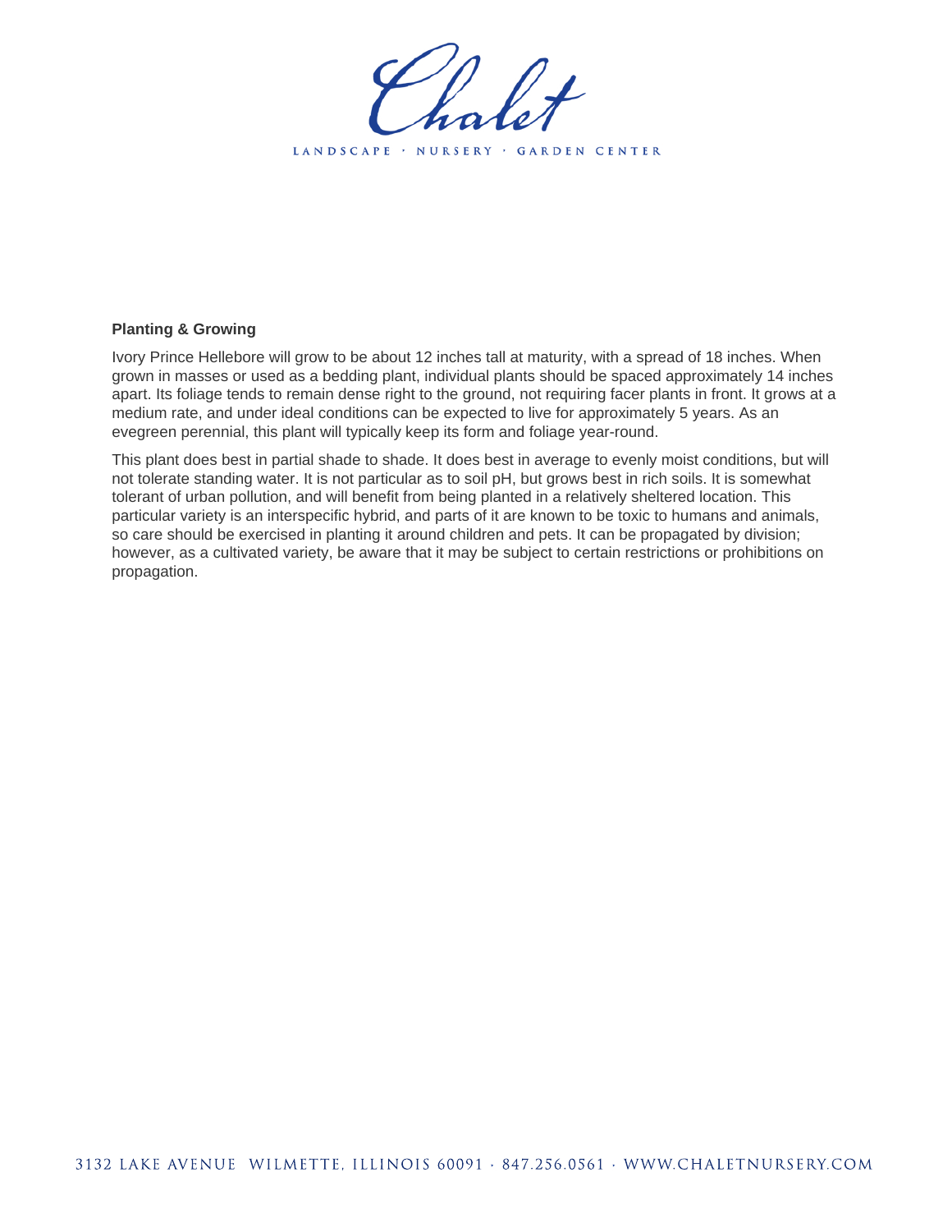**Planting & Growing**

Ivory Prince Hellebore will grow to be about 12 inches tall at maturity, with a spread of 18 inches. When grown in masses or used as a bedding plant, individual plants should be spaced approximately 14 inches apart. Its foliage tends to remain dense right to the ground, not requiring facer plants in front. It grows at a medium rate, and under ideal conditions can be expected to live for approximately 5 years. As an evegreen perennial, this plant will typically keep its form and foliage year-round.

This plant does best in partial shade to shade. It does best in average to evenly moist conditions, but will not tolerate standing water. It is not particular as to soil pH, but grows best in rich soils. It is somewhat tolerant of urban pollution, and will benefit from being planted in a relatively sheltered location. This particular variety is an interspecific hybrid, and parts of it are known to be toxic to humans and animals, so care should be exercised in planting it around children and pets. It can be propagated by division; however, as a cultivated variety, be aware that it may be subject to certain restrictions or prohibitions on propagation.